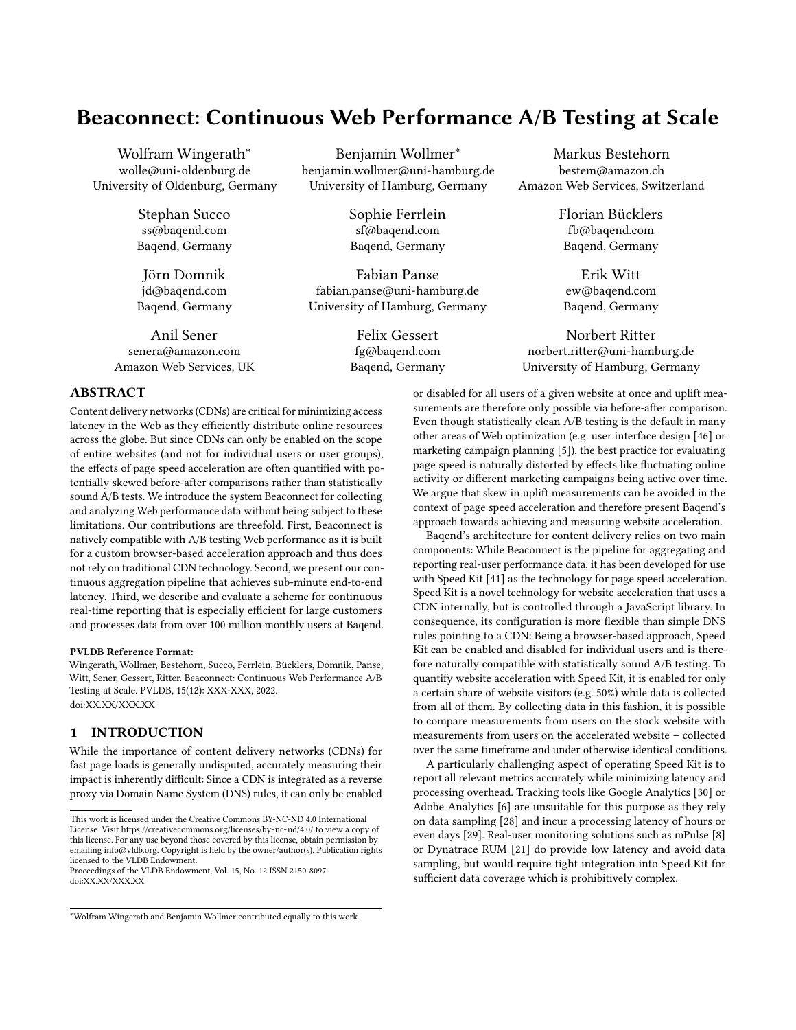# Beaconnect: Continuous Web Performance A/B Testing at Scale

Wolfram Wingerath*
wolle@uni-oldenburg.de
University of Oldenburg, Germany

Benjamin Wollmer*
benjamin.wollmer@uni-hamburg.de
University of Hamburg, Germany

Markus Bestehorn
bestem@amazon.ch
Amazon Web Services, Switzerland

Stephan Succo
ss@baqend.com
Baqend, Germany

Sophie Ferrlein
sf@baqend.com
Baqend, Germany

Florian Bücklers
fb@baqend.com
Baqend, Germany

Jörn Domnik
jd@baqend.com
Baqend, Germany

Fabian Panse
fabian.panse@uni-hamburg.de
University of Hamburg, Germany

Erik Witt
ew@baqend.com
Baqend, Germany

Anil Sener
senera@amazon.com
Amazon Web Services, UK

Felix Gessert
fg@baqend.com
Baqend, Germany

Norbert Ritter
norbert.ritter@uni-hamburg.de
University of Hamburg, Germany

## ABSTRACT

Content delivery networks (CDNs) are critical for minimizing access latency in the Web as they efficiently distribute online resources across the globe. But since CDNs can only be enabled on the scope of entire websites (and not for individual users or user groups), the effects of page speed acceleration are often quantified with potentially skewed before-after comparisons rather than statistically sound A/B tests. We introduce the system Beaconnect for collecting and analyzing Web performance data without being subject to these limitations. Our contributions are threefold. First, Beaconnect is natively compatible with A/B testing Web performance as it is built for a custom browser-based acceleration approach and thus does not rely on traditional CDN technology. Second, we present our continuous aggregation pipeline that achieves sub-minute end-to-end latency. Third, we describe and evaluate a scheme for continuous real-time reporting that is especially efficient for large customers and processes data from over 100 million monthly users at Baqend.

**PVLDB Reference Format:**
Wingerath, Wollmer, Bestehorn, Succo, Ferrlein, Bücklers, Domnik, Panse, Witt, Sener, Gessert, Ritter. Beaconnect: Continuous Web Performance A/B Testing at Scale. PVLDB, 15(12): XXX-XXX, 2022.
doi:XX.XX/XXX.XX

## 1 INTRODUCTION

While the importance of content delivery networks (CDNs) for fast page loads is generally undisputed, accurately measuring their impact is inherently difficult: Since a CDN is integrated as a reverse proxy via Domain Name System (DNS) rules, it can only be enabled or disabled for all users of a given website at once and uplift measurements are therefore only possible via before-after comparison. Even though statistically clean A/B testing is the default in many other areas of Web optimization (e.g. user interface design [46] or marketing campaign planning [5]), the best practice for evaluating page speed is naturally distorted by effects like fluctuating online activity or different marketing campaigns being active over time. We argue that skew in uplift measurements can be avoided in the context of page speed acceleration and therefore present Baqend's approach towards achieving and measuring website acceleration.

Baqend's architecture for content delivery relies on two main components: While Beaconnect is the pipeline for aggregating and reporting real-user performance data, it has been developed for use with Speed Kit [41] as the technology for page speed acceleration. Speed Kit is a novel technology for website acceleration that uses a CDN internally, but is controlled through a JavaScript library. In consequence, its configuration is more flexible than simple DNS rules pointing to a CDN: Being a browser-based approach, Speed Kit can be enabled and disabled for individual users and is therefore naturally compatible with statistically sound A/B testing. To quantify website acceleration with Speed Kit, it is enabled for only a certain share of website visitors (e.g. 50%) while data is collected from all of them. By collecting data in this fashion, it is possible to compare measurements from users on the stock website with measurements from users on the accelerated website – collected over the same timeframe and under otherwise identical conditions.

A particularly challenging aspect of operating Speed Kit is to report all relevant metrics accurately while minimizing latency and processing overhead. Tracking tools like Google Analytics [30] or Adobe Analytics [6] are unsuitable for this purpose as they rely on data sampling [28] and incur a processing latency of hours or even days [29]. Real-user monitoring solutions such as mPulse [8] or Dynatrace RUM [21] do provide low latency and avoid data sampling, but would require tight integration into Speed Kit for sufficient data coverage which is prohibitively complex.

---

This work is licensed under the Creative Commons BY-NC-ND 4.0 International License. Visit https://creativecommons.org/licenses/by-nc-nd/4.0/ to view a copy of this license. For any use beyond those covered by this license, obtain permission by emailing info@vldb.org. Copyright is held by the owner/author(s). Publication rights licensed to the VLDB Endowment.
Proceedings of the VLDB Endowment, Vol. 15, No. 12 ISSN 2150-8097.
doi:XX.XX/XXX.XX

*Wolfram Wingerath and Benjamin Wollmer contributed equally to this work.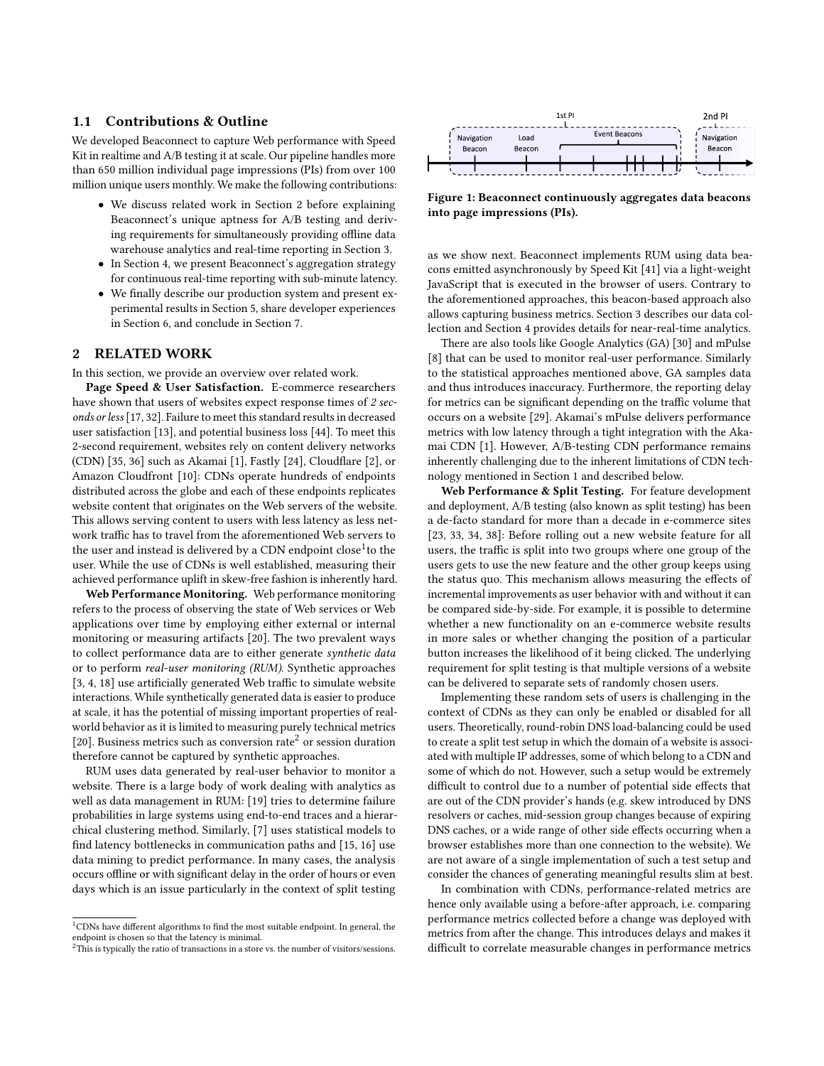### 1.1 Contributions & Outline

We developed Beaconnect to capture Web performance with Speed Kit in realtime and A/B testing it at scale. Our pipeline handles more than 650 million individual page impressions (PIs) from over 100 million unique users monthly. We make the following contributions:

- We discuss related work in Section 2 before explaining Beaconnect's unique aptness for A/B testing and deriving requirements for simultaneously providing offline data warehouse analytics and real-time reporting in Section 3.
- In Section 4, we present Beaconnect's aggregation strategy for continuous real-time reporting with sub-minute latency.
- We finally describe our production system and present experimental results in Section 5, share developer experiences in Section 6, and conclude in Section 7.

## 2 RELATED WORK

In this section, we provide an overview over related work.

**Page Speed & User Satisfaction.** E-commerce researchers have shown that users of websites expect response times of *2 seconds or less* [17, 32]. Failure to meet this standard results in decreased user satisfaction [13], and potential business loss [44]. To meet this 2-second requirement, websites rely on content delivery networks (CDN) [35, 36] such as Akamai [1], Fastly [24], Cloudflare [2], or Amazon Cloudfront [10]: CDNs operate hundreds of endpoints distributed across the globe and each of these endpoints replicates website content that originates on the Web servers of the website. This allows serving content to users with less latency as less network traffic has to travel from the aforementioned Web servers to the user and instead is delivered by a CDN endpoint close[1] to the user. While the use of CDNs is well established, measuring their achieved performance uplift in skew-free fashion is inherently hard.

**Web Performance Monitoring.** Web performance monitoring refers to the process of observing the state of Web services or Web applications over time by employing either external or internal monitoring or measuring artifacts [20]. The two prevalent ways to collect performance data are to either generate *synthetic data* or to perform *real-user monitoring (RUM)*. Synthetic approaches [3, 4, 18] use artificially generated Web traffic to simulate website interactions. While synthetically generated data is easier to produce at scale, it has the potential of missing important properties of real-world behavior as it is limited to measuring purely technical metrics [20]. Business metrics such as conversion rate[2] or session duration therefore cannot be captured by synthetic approaches.

RUM uses data generated by real-user behavior to monitor a website. There is a large body of work dealing with analytics as well as data management in RUM: [19] tries to determine failure probabilities in large systems using end-to-end traces and a hierarchical clustering method. Similarly, [7] uses statistical models to find latency bottlenecks in communication paths and [15, 16] use data mining to predict performance. In many cases, the analysis occurs offline or with significant delay in the order of hours or even days which is an issue particularly in the context of split testing as we show next. Beaconnect implements RUM using data beacons emitted asynchronously by Speed Kit [41] via a light-weight JavaScript that is executed in the browser of users. Contrary to the aforementioned approaches, this beacon-based approach also allows capturing business metrics. Section 3 describes our data collection and Section 4 provides details for near-real-time analytics.

Figure 1: Beaconnect continuously aggregates data beacons into page impressions (PIs).

There are also tools like Google Analytics (GA) [30] and mPulse [8] that can be used to monitor real-user performance. Similarly to the statistical approaches mentioned above, GA samples data and thus introduces inaccuracy. Furthermore, the reporting delay for metrics can be significant depending on the traffic volume that occurs on a website [29]. Akamai's mPulse delivers performance metrics with low latency through a tight integration with the Akamai CDN [1]. However, A/B-testing CDN performance remains inherently challenging due to the inherent limitations of CDN technology mentioned in Section 1 and described below.

**Web Performance & Split Testing.** For feature development and deployment, A/B testing (also known as split testing) has been a de-facto standard for more than a decade in e-commerce sites [23, 33, 34, 38]: Before rolling out a new website feature for all users, the traffic is split into two groups where one group of the users gets to use the new feature and the other group keeps using the status quo. This mechanism allows measuring the effects of incremental improvements as user behavior with and without it can be compared side-by-side. For example, it is possible to determine whether a new functionality on an e-commerce website results in more sales or whether changing the position of a particular button increases the likelihood of it being clicked. The underlying requirement for split testing is that multiple versions of a website can be delivered to separate sets of randomly chosen users.

Implementing these random sets of users is challenging in the context of CDNs as they can only be enabled or disabled for all users. Theoretically, round-robin DNS load-balancing could be used to create a split test setup in which the domain of a website is associated with multiple IP addresses, some of which belong to a CDN and some of which do not. However, such a setup would be extremely difficult to control due to a number of potential side effects that are out of the CDN provider's hands (e.g. skew introduced by DNS resolvers or caches, mid-session group changes because of expiring DNS caches, or a wide range of other side effects occurring when a browser establishes more than one connection to the website). We are not aware of a single implementation of such a test setup and consider the chances of generating meaningful results slim at best.

In combination with CDNs, performance-related metrics are hence only available using a before-after approach, i.e. comparing performance metrics collected before a change was deployed with metrics from after the change. This introduces delays and makes it difficult to correlate measurable changes in performance metrics

[1] CDNs have different algorithms to find the most suitable endpoint. In general, the endpoint is chosen so that the latency is minimal.

[2] This is typically the ratio of transactions in a store vs. the number of visitors/sessions.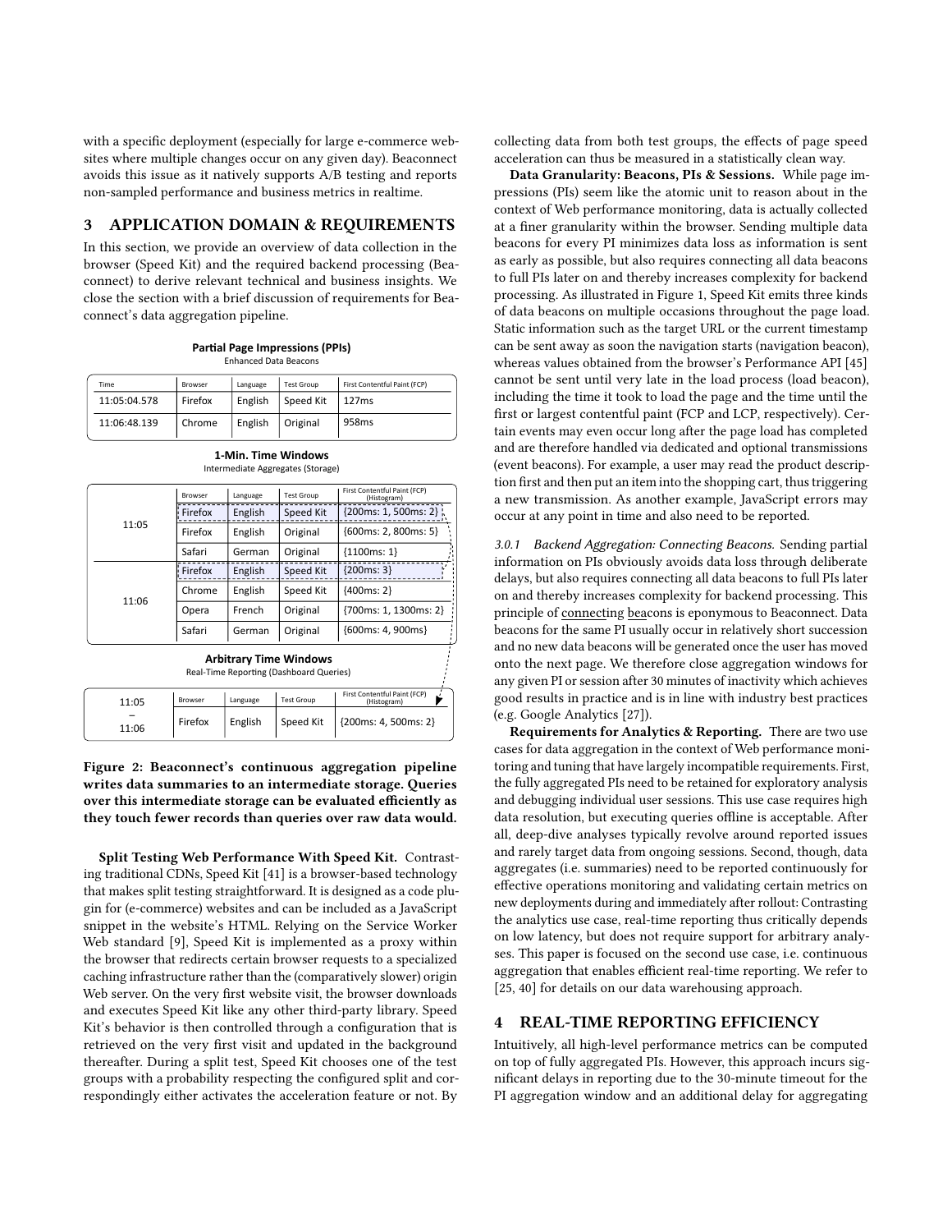with a specific deployment (especially for large e-commerce websites where multiple changes occur on any given day). Beaconnect avoids this issue as it natively supports A/B testing and reports non-sampled performance and business metrics in realtime.

## 3 APPLICATION DOMAIN & REQUIREMENTS

In this section, we provide an overview of data collection in the browser (Speed Kit) and the required backend processing (Beaconnect) to derive relevant technical and business insights. We close the section with a brief discussion of requirements for Beaconnect's data aggregation pipeline.

**Partial Page Impressions (PPIs)**
Enhanced Data Beacons

| Time | Browser | Language | Test Group | First Contentful Paint (FCP) |
|---|---|---|---|---|
| 11:05:04.578 | Firefox | English | Speed Kit | 127ms |
| 11:06:48.139 | Chrome | English | Original | 958ms |

**1-Min. Time Windows**
Intermediate Aggregates (Storage)

| | Browser | Language | Test Group | First Contentful Paint (FCP) (Histogram) |
|---|---|---|---|---|
| 11:05 | Firefox | English | Speed Kit | {200ms: 1, 500ms: 2} |
| | Firefox | English | Original | {600ms: 2, 800ms: 5} |
| | Safari | German | Original | {1100ms: 1} |
| 11:06 | Firefox | English | Speed Kit | {200ms: 3} |
| | Chrome | English | Speed Kit | {400ms: 2} |
| | Opera | French | Original | {700ms: 1, 1300ms: 2} |
| | Safari | German | Original | {600ms: 4, 900ms} |

**Arbitrary Time Windows**
Real-Time Reporting (Dashboard Queries)

| | Browser | Language | Test Group | First Contentful Paint (FCP) (Histogram) |
|---|---|---|---|---|
| 11:05 – 11:06 | Firefox | English | Speed Kit | {200ms: 4, 500ms: 2} |

**Figure 2: Beaconnect's continuous aggregation pipeline writes data summaries to an intermediate storage. Queries over this intermediate storage can be evaluated efficiently as they touch fewer records than queries over raw data would.**

**Split Testing Web Performance With Speed Kit.** Contrasting traditional CDNs, Speed Kit [41] is a browser-based technology that makes split testing straightforward. It is designed as a code plugin for (e-commerce) websites and can be included as a JavaScript snippet in the website's HTML. Relying on the Service Worker Web standard [9], Speed Kit is implemented as a proxy within the browser that redirects certain browser requests to a specialized caching infrastructure rather than the (comparatively slower) origin Web server. On the very first website visit, the browser downloads and executes Speed Kit like any other third-party library. Speed Kit's behavior is then controlled through a configuration that is retrieved on the very first visit and updated in the background thereafter. During a split test, Speed Kit chooses one of the test groups with a probability respecting the configured split and correspondingly either activates the acceleration feature or not. By collecting data from both test groups, the effects of page speed acceleration can thus be measured in a statistically clean way.

**Data Granularity: Beacons, PIs & Sessions.** While page impressions (PIs) seem like the atomic unit to reason about in the context of Web performance monitoring, data is actually collected at a finer granularity within the browser. Sending multiple data beacons for every PI minimizes data loss as information is sent as early as possible, but also requires connecting all data beacons to full PIs later on and thereby increases complexity for backend processing. As illustrated in Figure 1, Speed Kit emits three kinds of data beacons on multiple occasions throughout the page load. Static information such as the target URL or the current timestamp can be sent away as soon the navigation starts (navigation beacon), whereas values obtained from the browser's Performance API [45] cannot be sent until very late in the load process (load beacon), including the time it took to load the page and the time until the first or largest contentful paint (FCP and LCP, respectively). Certain events may even occur long after the page load has completed and are therefore handled via dedicated and optional transmissions (event beacons). For example, a user may read the product description first and then put an item into the shopping cart, thus triggering a new transmission. As another example, JavaScript errors may occur at any point in time and also need to be reported.

*3.0.1 Backend Aggregation: Connecting Beacons.* Sending partial information on PIs obviously avoids data loss through deliberate delays, but also requires connecting all data beacons to full PIs later on and thereby increases complexity for backend processing. This principle of connecting beacons is eponymous to Beaconnect. Data beacons for the same PI usually occur in relatively short succession and no new data beacons will be generated once the user has moved onto the next page. We therefore close aggregation windows for any given PI or session after 30 minutes of inactivity which achieves good results in practice and is in line with industry best practices (e.g. Google Analytics [27]).

**Requirements for Analytics & Reporting.** There are two use cases for data aggregation in the context of Web performance monitoring and tuning that have largely incompatible requirements. First, the fully aggregated PIs need to be retained for exploratory analysis and debugging individual user sessions. This use case requires high data resolution, but executing queries offline is acceptable. After all, deep-dive analyses typically revolve around reported issues and rarely target data from ongoing sessions. Second, though, data aggregates (i.e. summaries) need to be reported continuously for effective operations monitoring and validating certain metrics on new deployments during and immediately after rollout: Contrasting the analytics use case, real-time reporting thus critically depends on low latency, but does not require support for arbitrary analyses. This paper is focused on the second use case, i.e. continuous aggregation that enables efficient real-time reporting. We refer to [25, 40] for details on our data warehousing approach.

## 4 REAL-TIME REPORTING EFFICIENCY

Intuitively, all high-level performance metrics can be computed on top of fully aggregated PIs. However, this approach incurs significant delays in reporting due to the 30-minute timeout for the PI aggregation window and an additional delay for aggregating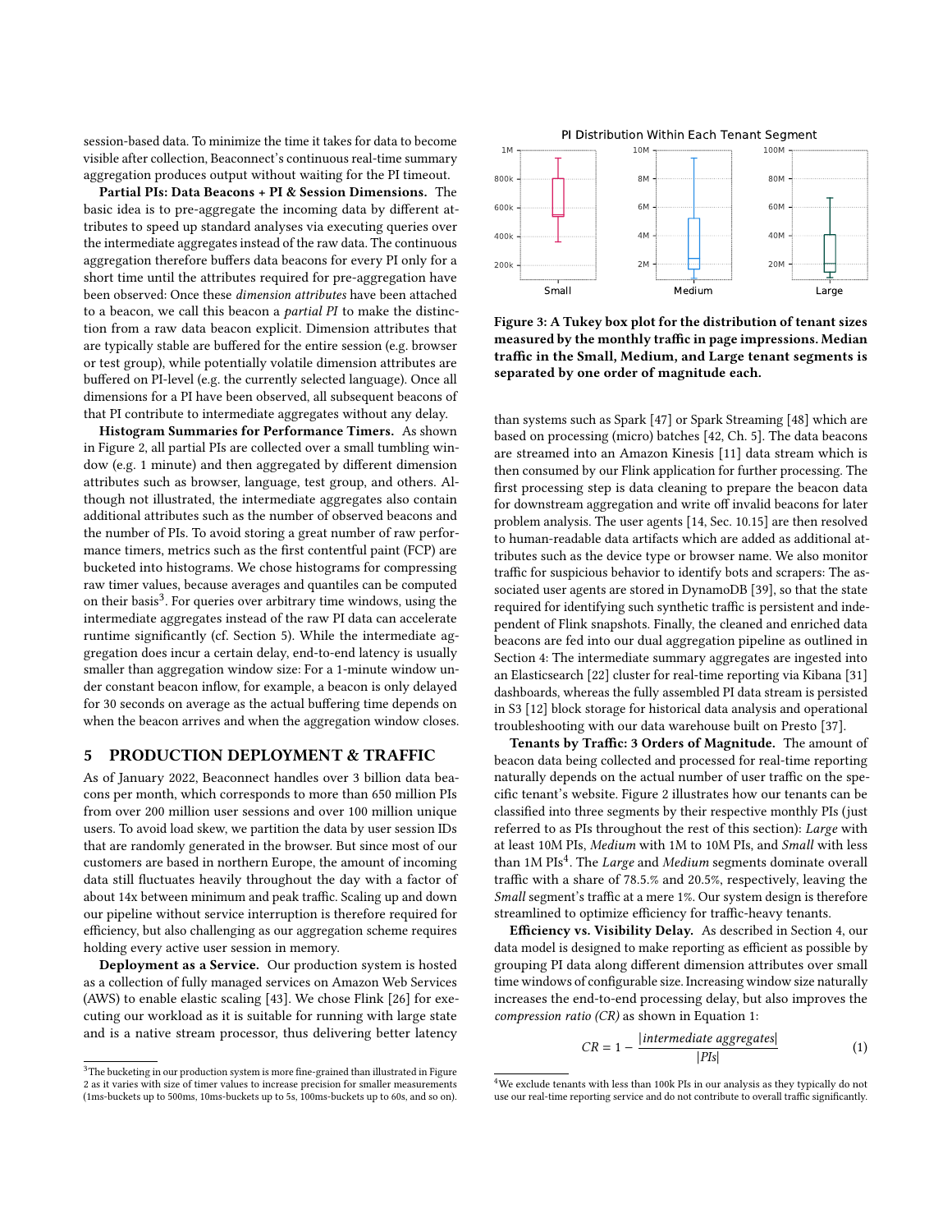session-based data. To minimize the time it takes for data to become visible after collection, Beaconnect's continuous real-time summary aggregation produces output without waiting for the PI timeout.

**Partial PIs: Data Beacons + PI & Session Dimensions.** The basic idea is to pre-aggregate the incoming data by different attributes to speed up standard analyses via executing queries over the intermediate aggregates instead of the raw data. The continuous aggregation therefore buffers data beacons for every PI only for a short time until the attributes required for pre-aggregation have been observed: Once these *dimension attributes* have been attached to a beacon, we call this beacon a *partial PI* to make the distinction from a raw data beacon explicit. Dimension attributes that are typically stable are buffered for the entire session (e.g. browser or test group), while potentially volatile dimension attributes are buffered on PI-level (e.g. the currently selected language). Once all dimensions for a PI have been observed, all subsequent beacons of that PI contribute to intermediate aggregates without any delay.

**Histogram Summaries for Performance Timers.** As shown in Figure 2, all partial PIs are collected over a small tumbling window (e.g. 1 minute) and then aggregated by different dimension attributes such as browser, language, test group, and others. Although not illustrated, the intermediate aggregates also contain additional attributes such as the number of observed beacons and the number of PIs. To avoid storing a great number of raw performance timers, metrics such as the first contentful paint (FCP) are bucketed into histograms. We chose histograms for compressing raw timer values, because averages and quantiles can be computed on their basis[3]. For queries over arbitrary time windows, using the intermediate aggregates instead of the raw PI data can accelerate runtime significantly (cf. Section 5). While the intermediate aggregation does incur a certain delay, end-to-end latency is usually smaller than aggregation window size: For a 1-minute window under constant beacon inflow, for example, a beacon is only delayed for 30 seconds on average as the actual buffering time depends on when the beacon arrives and when the aggregation window closes.

## 5 PRODUCTION DEPLOYMENT & TRAFFIC

As of January 2022, Beaconnect handles over 3 billion data beacons per month, which corresponds to more than 650 million PIs from over 200 million user sessions and over 100 million unique users. To avoid load skew, we partition the data by user session IDs that are randomly generated in the browser. But since most of our customers are based in northern Europe, the amount of incoming data still fluctuates heavily throughout the day with a factor of about 14x between minimum and peak traffic. Scaling up and down our pipeline without service interruption is therefore required for efficiency, but also challenging as our aggregation scheme requires holding every active user session in memory.

**Deployment as a Service.** Our production system is hosted as a collection of fully managed services on Amazon Web Services (AWS) to enable elastic scaling [43]. We chose Flink [26] for executing our workload as it is suitable for running with large state and is a native stream processor, thus delivering better latency than systems such as Spark [47] or Spark Streaming [48] which are based on processing (micro) batches [42, Ch. 5]. The data beacons are streamed into an Amazon Kinesis [11] data stream which is then consumed by our Flink application for further processing. The first processing step is data cleaning to prepare the beacon data for downstream aggregation and write off invalid beacons for later problem analysis. The user agents [14, Sec. 10.15] are then resolved to human-readable data artifacts which are added as additional attributes such as the device type or browser name. We also monitor traffic for suspicious behavior to identify bots and scrapers: The associated user agents are stored in DynamoDB [39], so that the state required for identifying such synthetic traffic is persistent and independent of Flink snapshots. Finally, the cleaned and enriched data beacons are fed into our dual aggregation pipeline as outlined in Section 4: The intermediate summary aggregates are ingested into an Elasticsearch [22] cluster for real-time reporting via Kibana [31] dashboards, whereas the fully assembled PI data stream is persisted in S3 [12] block storage for historical data analysis and operational troubleshooting with our data warehouse built on Presto [37].

**Figure 3: A Tukey box plot for the distribution of tenant sizes measured by the monthly traffic in page impressions. Median traffic in the Small, Medium, and Large tenant segments is separated by one order of magnitude each.**

**Tenants by Traffic: 3 Orders of Magnitude.** The amount of beacon data being collected and processed for real-time reporting naturally depends on the actual number of user traffic on the specific tenant's website. Figure 2 illustrates how our tenants can be classified into three segments by their respective monthly PIs (just referred to as PIs throughout the rest of this section): *Large* with at least 10M PIs, *Medium* with 1M to 10M PIs, and *Small* with less than 1M PIs[4]. The *Large* and *Medium* segments dominate overall traffic with a share of 78.5.% and 20.5%, respectively, leaving the *Small* segment's traffic at a mere 1%. Our system design is therefore streamlined to optimize efficiency for traffic-heavy tenants.

**Efficiency vs. Visibility Delay.** As described in Section 4, our data model is designed to make reporting as efficient as possible by grouping PI data along different dimension attributes over small time windows of configurable size. Increasing window size naturally increases the end-to-end processing delay, but also improves the *compression ratio (CR)* as shown in Equation 1:

$$CR = 1 - \frac{|intermediate\ aggregates|}{|PIs|} \tag{1}$$

[3] The bucketing in our production system is more fine-grained than illustrated in Figure 2 as it varies with size of timer values to increase precision for smaller measurements (1ms-buckets up to 500ms, 10ms-buckets up to 5s, 100ms-buckets up to 60s, and so on).

[4] We exclude tenants with less than 100k PIs in our analysis as they typically do not use our real-time reporting service and do not contribute to overall traffic significantly.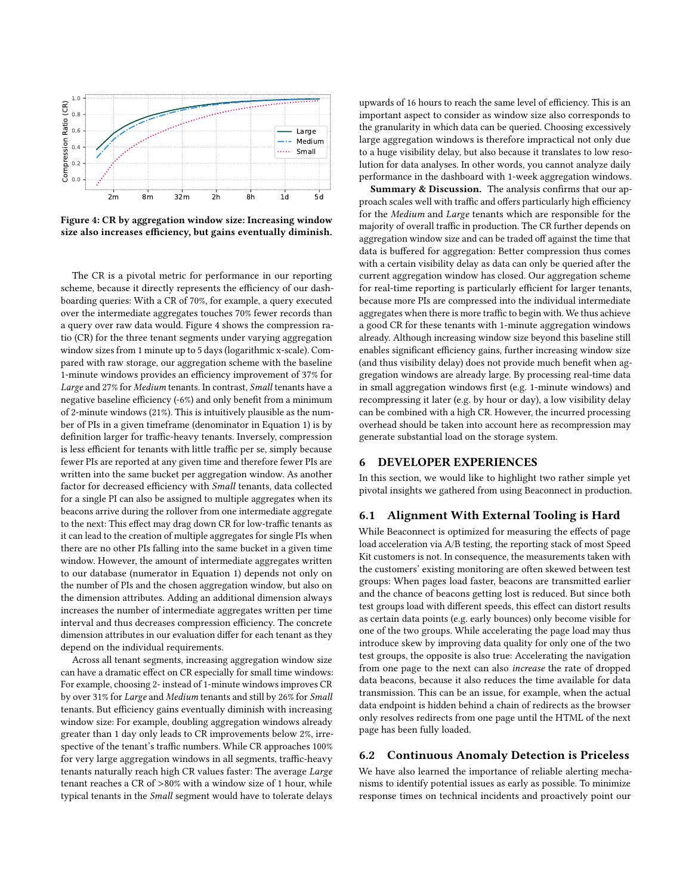Figure 4: CR by aggregation window size: Increasing window size also increases efficiency, but gains eventually diminish.

The CR is a pivotal metric for performance in our reporting scheme, because it directly represents the efficiency of our dashboarding queries: With a CR of 70%, for example, a query executed over the intermediate aggregates touches 70% fewer records than a query over raw data would. Figure 4 shows the compression ratio (CR) for the three tenant segments under varying aggregation window sizes from 1 minute up to 5 days (logarithmic x-scale). Compared with raw storage, our aggregation scheme with the baseline 1-minute windows provides an efficiency improvement of 37% for *Large* and 27% for *Medium* tenants. In contrast, *Small* tenants have a negative baseline efficiency (-6%) and only benefit from a minimum of 2-minute windows (21%). This is intuitively plausible as the number of PIs in a given timeframe (denominator in Equation 1) is by definition larger for traffic-heavy tenants. Inversely, compression is less efficient for tenants with little traffic per se, simply because fewer PIs are reported at any given time and therefore fewer PIs are written into the same bucket per aggregation window. As another factor for decreased efficiency with *Small* tenants, data collected for a single PI can also be assigned to multiple aggregates when its beacons arrive during the rollover from one intermediate aggregate to the next: This effect may drag down CR for low-traffic tenants as it can lead to the creation of multiple aggregates for single PIs when there are no other PIs falling into the same bucket in a given time window. However, the amount of intermediate aggregates written to our database (numerator in Equation 1) depends not only on the number of PIs and the chosen aggregation window, but also on the dimension attributes. Adding an additional dimension always increases the number of intermediate aggregates written per time interval and thus decreases compression efficiency. The concrete dimension attributes in our evaluation differ for each tenant as they depend on the individual requirements.

Across all tenant segments, increasing aggregation window size can have a dramatic effect on CR especially for small time windows: For example, choosing 2- instead of 1-minute windows improves CR by over 31% for *Large* and *Medium* tenants and still by 26% for *Small* tenants. But efficiency gains eventually diminish with increasing window size: For example, doubling aggregation windows already greater than 1 day only leads to CR improvements below 2%, irrespective of the tenant's traffic numbers. While CR approaches 100% for very large aggregation windows in all segments, traffic-heavy tenants naturally reach high CR values faster: The average *Large* tenant reaches a CR of >80% with a window size of 1 hour, while typical tenants in the *Small* segment would have to tolerate delays upwards of 16 hours to reach the same level of efficiency. This is an important aspect to consider as window size also corresponds to the granularity in which data can be queried. Choosing excessively large aggregation windows is therefore impractical not only due to a huge visibility delay, but also because it translates to low resolution for data analyses. In other words, you cannot analyze daily performance in the dashboard with 1-week aggregation windows.

**Summary & Discussion.** The analysis confirms that our approach scales well with traffic and offers particularly high efficiency for the *Medium* and *Large* tenants which are responsible for the majority of overall traffic in production. The CR further depends on aggregation window size and can be traded off against the time that data is buffered for aggregation: Better compression thus comes with a certain visibility delay as data can only be queried after the current aggregation window has closed. Our aggregation scheme for real-time reporting is particularly efficient for larger tenants, because more PIs are compressed into the individual intermediate aggregates when there is more traffic to begin with. We thus achieve a good CR for these tenants with 1-minute aggregation windows already. Although increasing window size beyond this baseline still enables significant efficiency gains, further increasing window size (and thus visibility delay) does not provide much benefit when aggregation windows are already large. By processing real-time data in small aggregation windows first (e.g. 1-minute windows) and recompressing it later (e.g. by hour or day), a low visibility delay can be combined with a high CR. However, the incurred processing overhead should be taken into account here as recompression may generate substantial load on the storage system.

# 6 DEVELOPER EXPERIENCES

In this section, we would like to highlight two rather simple yet pivotal insights we gathered from using Beaconnect in production.

## 6.1 Alignment With External Tooling is Hard

While Beaconnect is optimized for measuring the effects of page load acceleration via A/B testing, the reporting stack of most Speed Kit customers is not. In consequence, the measurements taken with the customers' existing monitoring are often skewed between test groups: When pages load faster, beacons are transmitted earlier and the chance of beacons getting lost is reduced. But since both test groups load with different speeds, this effect can distort results as certain data points (e.g. early bounces) only become visible for one of the two groups. While accelerating the page load may thus introduce skew by improving data quality for only one of the two test groups, the opposite is also true: Accelerating the navigation from one page to the next can also *increase* the rate of dropped data beacons, because it also reduces the time available for data transmission. This can be an issue, for example, when the actual data endpoint is hidden behind a chain of redirects as the browser only resolves redirects from one page until the HTML of the next page has been fully loaded.

## 6.2 Continuous Anomaly Detection is Priceless

We have also learned the importance of reliable alerting mechanisms to identify potential issues as early as possible. To minimize response times on technical incidents and proactively point our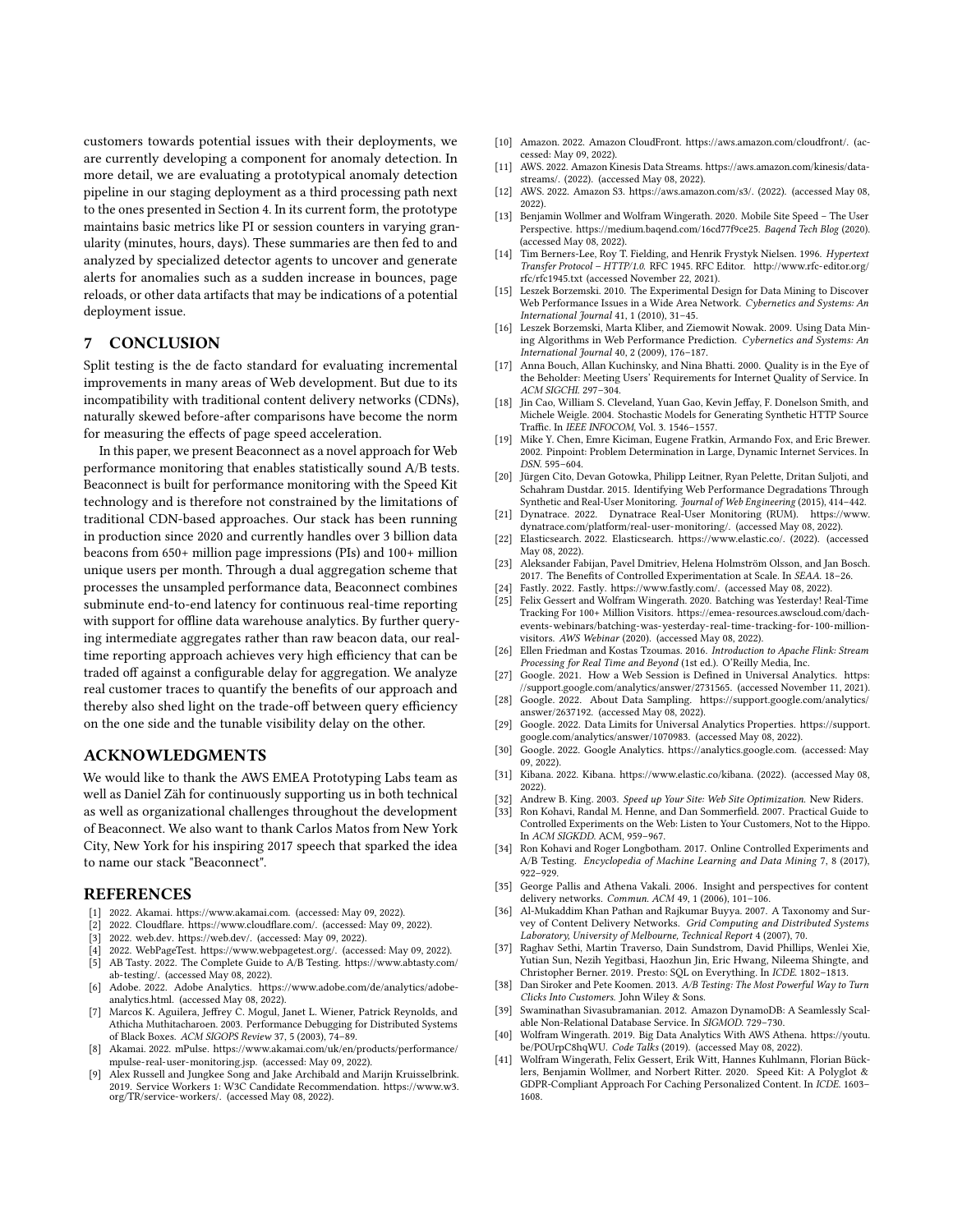customers towards potential issues with their deployments, we are currently developing a component for anomaly detection. In more detail, we are evaluating a prototypical anomaly detection pipeline in our staging deployment as a third processing path next to the ones presented in Section 4. In its current form, the prototype maintains basic metrics like PI or session counters in varying granularity (minutes, hours, days). These summaries are then fed to and analyzed by specialized detector agents to uncover and generate alerts for anomalies such as a sudden increase in bounces, page reloads, or other data artifacts that may be indications of a potential deployment issue.

## 7 CONCLUSION

Split testing is the de facto standard for evaluating incremental improvements in many areas of Web development. But due to its incompatibility with traditional content delivery networks (CDNs), naturally skewed before-after comparisons have become the norm for measuring the effects of page speed acceleration.

In this paper, we present Beaconnect as a novel approach for Web performance monitoring that enables statistically sound A/B tests. Beaconnect is built for performance monitoring with the Speed Kit technology and is therefore not constrained by the limitations of traditional CDN-based approaches. Our stack has been running in production since 2020 and currently handles over 3 billion data beacons from 650+ million page impressions (PIs) and 100+ million unique users per month. Through a dual aggregation scheme that processes the unsampled performance data, Beaconnect combines subminute end-to-end latency for continuous real-time reporting with support for offline data warehouse analytics. By further querying intermediate aggregates rather than raw beacon data, our real-time reporting approach achieves very high efficiency that can be traded off against a configurable delay for aggregation. We analyze real customer traces to quantify the benefits of our approach and thereby also shed light on the trade-off between query efficiency on the one side and the tunable visibility delay on the other.

## ACKNOWLEDGMENTS

We would like to thank the AWS EMEA Prototyping Labs team as well as Daniel Zäh for continuously supporting us in both technical as well as organizational challenges throughout the development of Beaconnect. We also want to thank Carlos Matos from New York City, New York for his inspiring 2017 speech that sparked the idea to name our stack "Beaconnect".

## REFERENCES

- [1] 2022. Akamai. https://www.akamai.com. (accessed: May 09, 2022).
- [2] 2022. Cloudflare. https://www.cloudflare.com/. (accessed: May 09, 2022).
- [3] 2022. web.dev. https://web.dev/. (accessed: May 09, 2022).
- [4] 2022. WebPageTest. https://www.webpagetest.org/. (accessed: May 09, 2022).
- [5] AB Tasty. 2022. The Complete Guide to A/B Testing. https://www.abtasty.com/ab-testing/. (accessed May 08, 2022).
- [6] Adobe. 2022. Adobe Analytics. https://www.adobe.com/de/analytics/adobe-analytics.html. (accessed May 08, 2022).
- [7] Marcos K. Aguilera, Jeffrey C. Mogul, Janet L. Wiener, Patrick Reynolds, and Athicha Muthitacharoen. 2003. Performance Debugging for Distributed Systems of Black Boxes. *ACM SIGOPS Review* 37, 5 (2003), 74–89.
- [8] Akamai. 2022. mPulse. https://www.akamai.com/uk/en/products/performance/mpulse-real-user-monitoring.jsp. (accessed: May 09, 2022).
- [9] Alex Russell and Jungkee Song and Jake Archibald and Marijn Kruisselbrink. 2019. Service Workers 1: W3C Candidate Recommendation. https://www.w3.org/TR/service-workers/. (accessed May 08, 2022).
- [10] Amazon. 2022. Amazon CloudFront. https://aws.amazon.com/cloudfront/. (accessed: May 09, 2022).
- [11] AWS. 2022. Amazon Kinesis Data Streams. https://aws.amazon.com/kinesis/data-streams/. (2022). (accessed May 08, 2022).
- [12] AWS. 2022. Amazon S3. https://aws.amazon.com/s3/. (2022). (accessed May 08, 2022).
- [13] Benjamin Wollmer and Wolfram Wingerath. 2020. Mobile Site Speed – The User Perspective. https://medium.baqend.com/16cd77f9ce25. *Baqend Tech Blog* (2020). (accessed May 08, 2022).
- [14] Tim Berners-Lee, Roy T. Fielding, and Henrik Frystyk Nielsen. 1996. *Hypertext Transfer Protocol – HTTP/1.0.* RFC 1945. RFC Editor. http://www.rfc-editor.org/rfc/rfc1945.txt (accessed November 22, 2021).
- [15] Leszek Borzemski. 2010. The Experimental Design for Data Mining to Discover Web Performance Issues in a Wide Area Network. *Cybernetics and Systems: An International Journal* 41, 1 (2010), 31–45.
- [16] Leszek Borzemski, Marta Kliber, and Ziemowit Nowak. 2009. Using Data Mining Algorithms in Web Performance Prediction. *Cybernetics and Systems: An International Journal* 40, 2 (2009), 176–187.
- [17] Anna Bouch, Allan Kuchinsky, and Nina Bhatti. 2000. Quality is in the Eye of the Beholder: Meeting Users' Requirements for Internet Quality of Service. In *ACM SIGCHI.* 297–304.
- [18] Jin Cao, William S. Cleveland, Yuan Gao, Kevin Jeffay, F. Donelson Smith, and Michele Weigle. 2004. Stochastic Models for Generating Synthetic HTTP Source Traffic. In *IEEE INFOCOM*, Vol. 3. 1546–1557.
- [19] Mike Y. Chen, Emre Kiciman, Eugene Fratkin, Armando Fox, and Eric Brewer. 2002. Pinpoint: Problem Determination in Large, Dynamic Internet Services. In *DSN.* 595–604.
- [20] Jürgen Cito, Devan Gotowka, Philipp Leitner, Ryan Pelette, Dritan Suljoti, and Schahram Dustdar. 2015. Identifying Web Performance Degradations Through Synthetic and Real-User Monitoring. *Journal of Web Engineering* (2015), 414–442.
- [21] Dynatrace. 2022. Dynatrace Real-User Monitoring (RUM). https://www.dynatrace.com/platform/real-user-monitoring/. (accessed May 08, 2022).
- [22] Elasticsearch. 2022. Elasticsearch. https://www.elastic.co/. (2022). (accessed May 08, 2022).
- [23] Aleksander Fabijan, Pavel Dmitriev, Helena Holmström Olsson, and Jan Bosch. 2017. The Benefits of Controlled Experimentation at Scale. In *SEAA.* 18–26.
- [24] Fastly. 2022. Fastly. https://www.fastly.com/. (accessed May 08, 2022).
- [25] Felix Gessert and Wolfram Wingerath. 2020. Batching was Yesterday! Real-Time Tracking For 100+ Million Visitors. https://emea-resources.awscloud.com/dach-events-webinars/batching-was-yesterday-real-time-tracking-for-100-million-visitors. *AWS Webinar* (2020). (accessed May 08, 2022).
- [26] Ellen Friedman and Kostas Tzoumas. 2016. *Introduction to Apache Flink: Stream Processing for Real Time and Beyond* (1st ed.). O'Reilly Media, Inc.
- [27] Google. 2021. How a Web Session is Defined in Universal Analytics. https://support.google.com/analytics/answer/2731565. (accessed November 11, 2021).
- [28] Google. 2022. About Data Sampling. https://support.google.com/analytics/answer/2637192. (accessed May 08, 2022).
- [29] Google. 2022. Data Limits for Universal Analytics Properties. https://support.google.com/analytics/answer/1070983. (accessed May 08, 2022).
- [30] Google. 2022. Google Analytics. https://analytics.google.com. (accessed: May 09, 2022).
- [31] Kibana. 2022. Kibana. https://www.elastic.co/kibana. (2022). (accessed May 08, 2022).
- [32] Andrew B. King. 2003. *Speed up Your Site: Web Site Optimization.* New Riders.
- [33] Ron Kohavi, Randal M. Henne, and Dan Sommerfield. 2007. Practical Guide to Controlled Experiments on the Web: Listen to Your Customers, Not to the Hippo. In *ACM SIGKDD.* ACM, 959–967.
- [34] Ron Kohavi and Roger Longbotham. 2017. Online Controlled Experiments and A/B Testing. *Encyclopedia of Machine Learning and Data Mining* 7, 8 (2017), 922–929.
- [35] George Pallis and Athena Vakali. 2006. Insight and perspectives for content delivery networks. *Commun. ACM* 49, 1 (2006), 101–106.
- [36] Al-Mukaddim Khan Pathan and Rajkumar Buyya. 2007. A Taxonomy and Survey of Content Delivery Networks. *Grid Computing and Distributed Systems Laboratory, University of Melbourne, Technical Report* 4 (2007), 70.
- [37] Raghav Sethi, Martin Traverso, Dain Sundstrom, David Phillips, Wenlei Xie, Yutian Sun, Nezih Yegitbasi, Haozhun Jin, Eric Hwang, Nileema Shingte, and Christopher Berner. 2019. Presto: SQL on Everything. In *ICDE.* 1802–1813.
- [38] Dan Siroker and Pete Koomen. 2013. *A/B Testing: The Most Powerful Way to Turn Clicks Into Customers.* John Wiley & Sons.
- [39] Swaminathan Sivasubramanian. 2012. Amazon DynamoDB: A Seamlessly Scalable Non-Relational Database Service. In *SIGMOD.* 729–730.
- [40] Wolfram Wingerath. 2019. Big Data Analytics With AWS Athena. https://youtu.be/POUrpC8hqWU. *Code Talks* (2019). (accessed May 08, 2022).
- [41] Wolfram Wingerath, Felix Gessert, Erik Witt, Hannes Kuhlmann, Florian Bücklers, Benjamin Wollmer, and Norbert Ritter. 2020. Speed Kit: A Polyglot & GDPR-Compliant Approach For Caching Personalized Content. In *ICDE.* 1603–1608.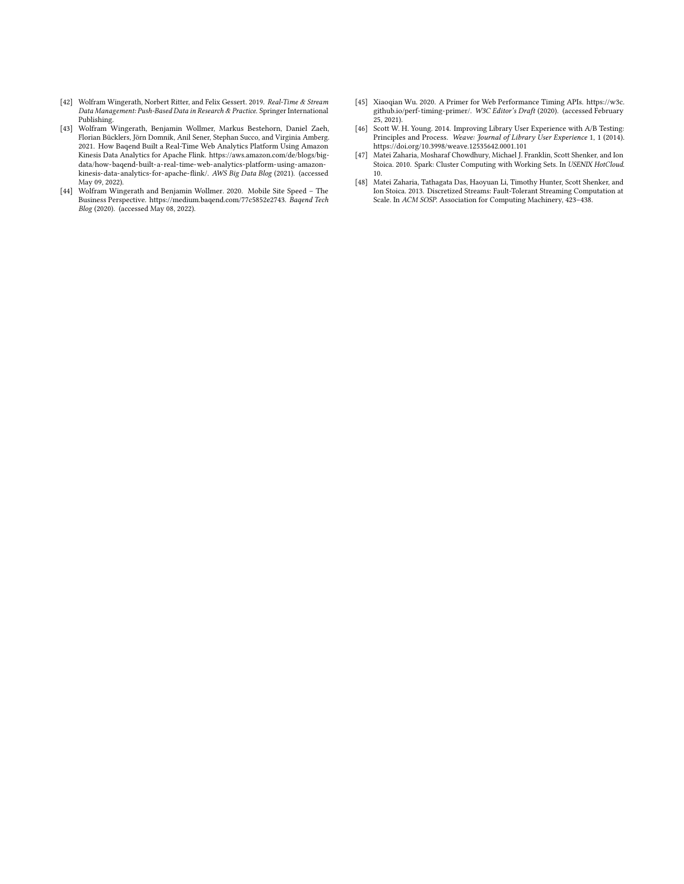[42] Wolfram Wingerath, Norbert Ritter, and Felix Gessert. 2019. *Real-Time & Stream Data Management: Push-Based Data in Research & Practice.* Springer International Publishing.

[43] Wolfram Wingerath, Benjamin Wollmer, Markus Bestehorn, Daniel Zaeh, Florian Bücklers, Jörn Domnik, Anil Sener, Stephan Succo, and Virginia Amberg. 2021. How Baqend Built a Real-Time Web Analytics Platform Using Amazon Kinesis Data Analytics for Apache Flink. https://aws.amazon.com/de/blogs/big-data/how-baqend-built-a-real-time-web-analytics-platform-using-amazon-kinesis-data-analytics-for-apache-flink/. *AWS Big Data Blog* (2021). (accessed May 09, 2022).

[44] Wolfram Wingerath and Benjamin Wollmer. 2020. Mobile Site Speed – The Business Perspective. https://medium.baqend.com/77c5852e2743. *Baqend Tech Blog* (2020). (accessed May 08, 2022).

[45] Xiaoqian Wu. 2020. A Primer for Web Performance Timing APIs. https://w3c.github.io/perf-timing-primer/. *W3C Editor's Draft* (2020). (accessed February 25, 2021).

[46] Scott W. H. Young. 2014. Improving Library User Experience with A/B Testing: Principles and Process. *Weave: Journal of Library User Experience* 1, 1 (2014). https://doi.org/10.3998/weave.12535642.0001.101

[47] Matei Zaharia, Mosharaf Chowdhury, Michael J. Franklin, Scott Shenker, and Ion Stoica. 2010. Spark: Cluster Computing with Working Sets. In *USENIX HotCloud*. 10.

[48] Matei Zaharia, Tathagata Das, Haoyuan Li, Timothy Hunter, Scott Shenker, and Ion Stoica. 2013. Discretized Streams: Fault-Tolerant Streaming Computation at Scale. In *ACM SOSP*. Association for Computing Machinery, 423–438.